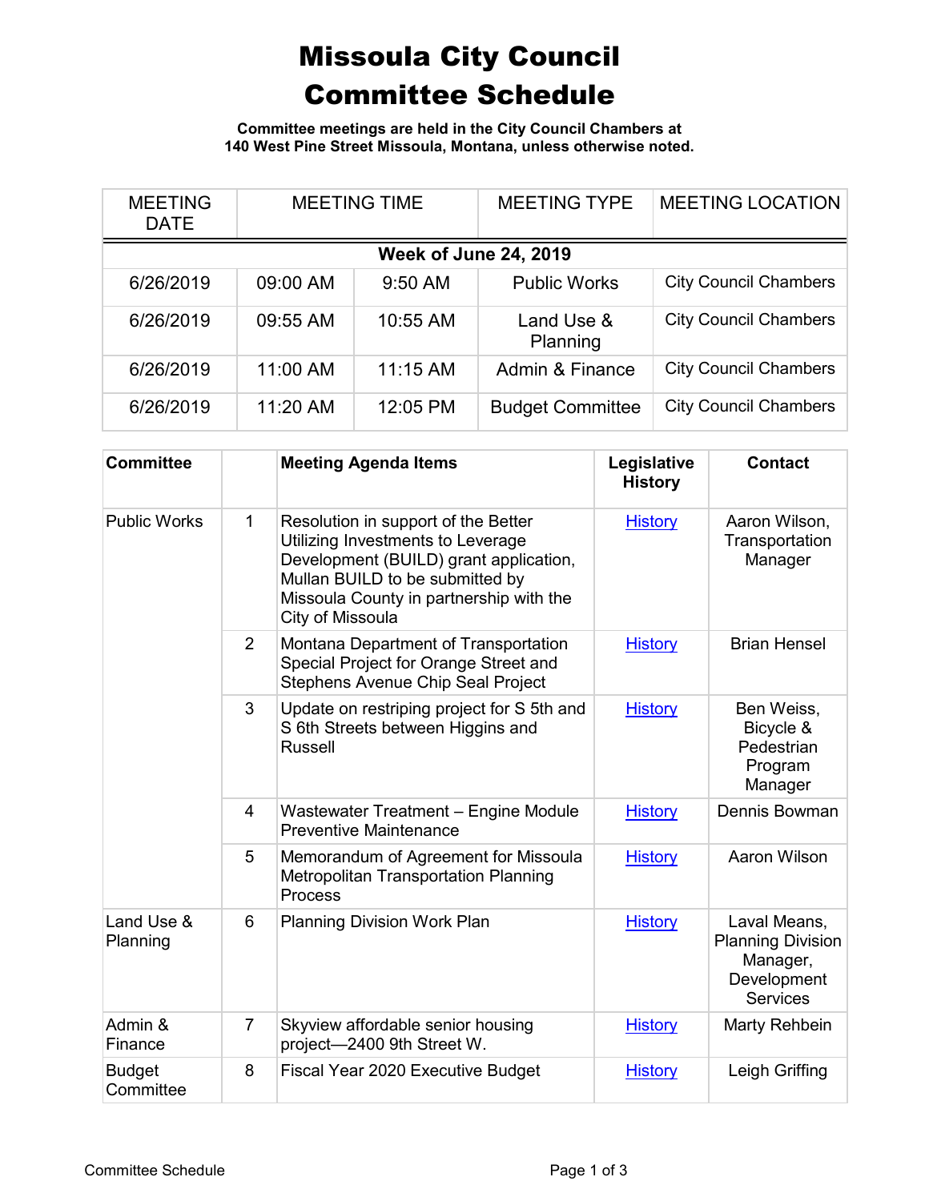# Missoula City Council Committee Schedule

**Committee meetings are held in the City Council Chambers at 140 West Pine Street Missoula, Montana, unless otherwise noted.**

| MEETING DATE | MEETING TIME | | MEETING TYPE | MEETING LOCATION |
|---|---|---|---|---|
| **Week of June 24, 2019** | | | | |
| 6/26/2019 | 09:00 AM | 9:50 AM | Public Works | City Council Chambers |
| 6/26/2019 | 09:55 AM | 10:55 AM | Land Use & Planning | City Council Chambers |
| 6/26/2019 | 11:00 AM | 11:15 AM | Admin & Finance | City Council Chambers |
| 6/26/2019 | 11:20 AM | 12:05 PM | Budget Committee | City Council Chambers |

| Committee | | Meeting Agenda Items | Legislative History | Contact |
|---|---|---|---|---|
| Public Works | 1 | Resolution in support of the Better Utilizing Investments to Leverage Development (BUILD) grant application, Mullan BUILD to be submitted by Missoula County in partnership with the City of Missoula | History | Aaron Wilson, Transportation Manager |
| | 2 | Montana Department of Transportation Special Project for Orange Street and Stephens Avenue Chip Seal Project | History | Brian Hensel |
| | 3 | Update on restriping project for S 5th and S 6th Streets between Higgins and Russell | History | Ben Weiss, Bicycle & Pedestrian Program Manager |
| | 4 | Wastewater Treatment – Engine Module Preventive Maintenance | History | Dennis Bowman |
| | 5 | Memorandum of Agreement for Missoula Metropolitan Transportation Planning Process | History | Aaron Wilson |
| Land Use & Planning | 6 | Planning Division Work Plan | History | Laval Means, Planning Division Manager, Development Services |
| Admin & Finance | 7 | Skyview affordable senior housing project—2400 9th Street W. | History | Marty Rehbein |
| Budget Committee | 8 | Fiscal Year 2020 Executive Budget | History | Leigh Griffing |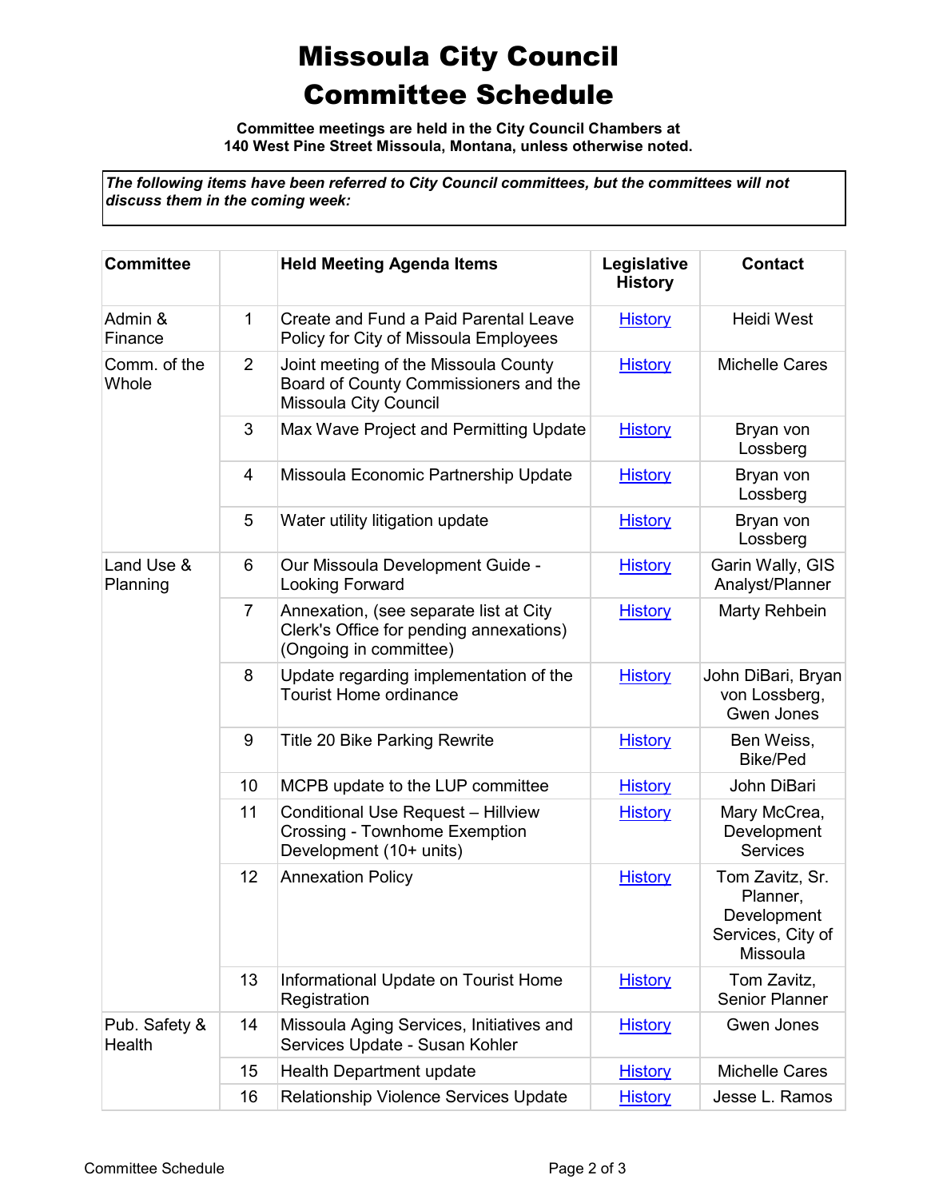# Missoula City Council Committee Schedule

**Committee meetings are held in the City Council Chambers at 140 West Pine Street Missoula, Montana, unless otherwise noted.**

***The following items have been referred to City Council committees, but the committees will not discuss them in the coming week:***

| Committee | | Held Meeting Agenda Items | Legislative History | Contact |
|---|---|---|---|---|
| Admin & Finance | 1 | Create and Fund a Paid Parental Leave Policy for City of Missoula Employees | History | Heidi West |
| Comm. of the Whole | 2 | Joint meeting of the Missoula County Board of County Commissioners and the Missoula City Council | History | Michelle Cares |
| | 3 | Max Wave Project and Permitting Update | History | Bryan von Lossberg |
| | 4 | Missoula Economic Partnership Update | History | Bryan von Lossberg |
| | 5 | Water utility litigation update | History | Bryan von Lossberg |
| Land Use & Planning | 6 | Our Missoula Development Guide - Looking Forward | History | Garin Wally, GIS Analyst/Planner |
| | 7 | Annexation, (see separate list at City Clerk's Office for pending annexations) (Ongoing in committee) | History | Marty Rehbein |
| | 8 | Update regarding implementation of the Tourist Home ordinance | History | John DiBari, Bryan von Lossberg, Gwen Jones |
| | 9 | Title 20 Bike Parking Rewrite | History | Ben Weiss, Bike/Ped |
| | 10 | MCPB update to the LUP committee | History | John DiBari |
| | 11 | Conditional Use Request – Hillview Crossing - Townhome Exemption Development (10+ units) | History | Mary McCrea, Development Services |
| | 12 | Annexation Policy | History | Tom Zavitz, Sr. Planner, Development Services, City of Missoula |
| | 13 | Informational Update on Tourist Home Registration | History | Tom Zavitz, Senior Planner |
| Pub. Safety & Health | 14 | Missoula Aging Services, Initiatives and Services Update - Susan Kohler | History | Gwen Jones |
| | 15 | Health Department update | History | Michelle Cares |
| | 16 | Relationship Violence Services Update | History | Jesse L. Ramos |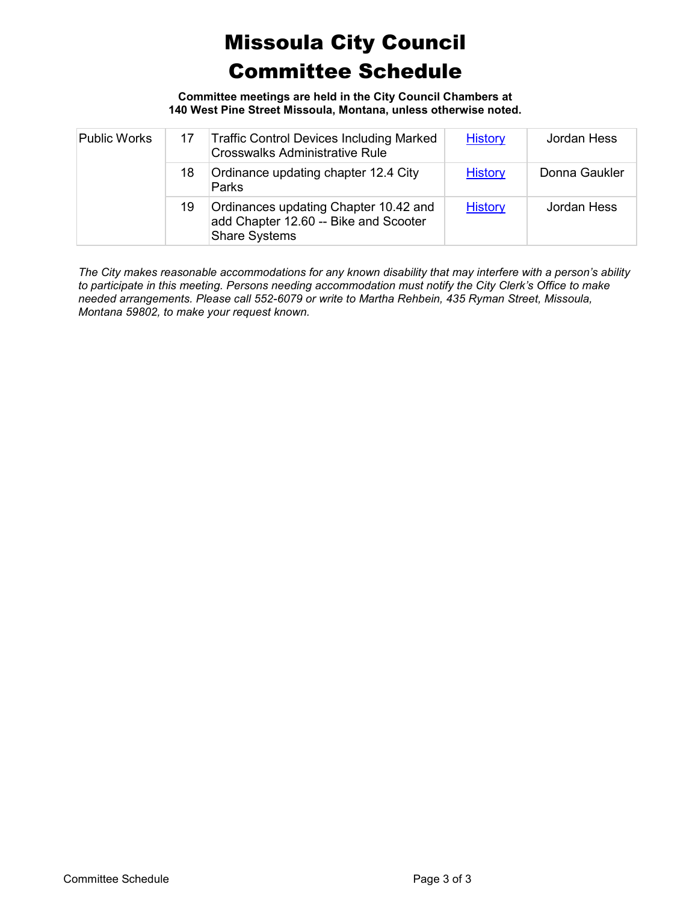# Missoula City Council Committee Schedule

**Committee meetings are held in the City Council Chambers at 140 West Pine Street Missoula, Montana, unless otherwise noted.**

| | | | | |
|---|---|---|---|---|
| Public Works | 17 | Traffic Control Devices Including Marked Crosswalks Administrative Rule | History | Jordan Hess |
| | 18 | Ordinance updating chapter 12.4 City Parks | History | Donna Gaukler |
| | 19 | Ordinances updating Chapter 10.42 and add Chapter 12.60 -- Bike and Scooter Share Systems | History | Jordan Hess |

*The City makes reasonable accommodations for any known disability that may interfere with a person's ability to participate in this meeting. Persons needing accommodation must notify the City Clerk's Office to make needed arrangements. Please call 552-6079 or write to Martha Rehbein, 435 Ryman Street, Missoula, Montana 59802, to make your request known.*